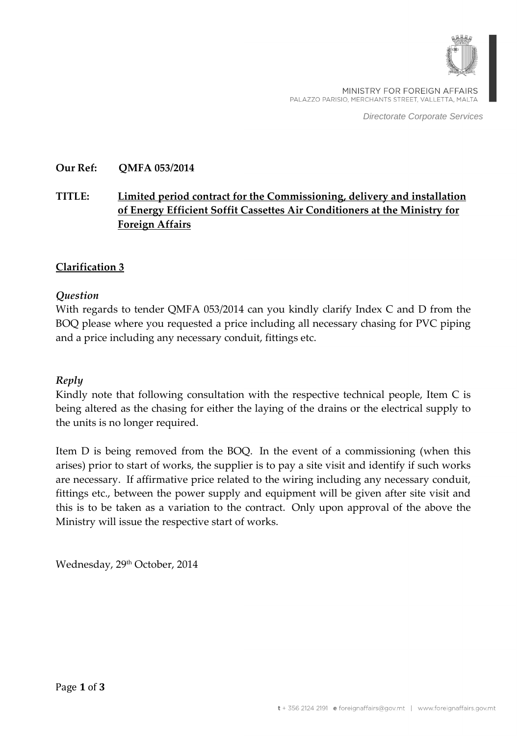MINISTRY FOR FOREIGN AFFAIRS
PALAZZO PARISIO, MERCHANTS STREET, VALLETTA, MALTA

*Directorate Corporate Services*

**Our Ref:** **QMFA 053/2014**

**TITLE:** **Limited period contract for the Commissioning, delivery and installation of Energy Efficient Soffit Cassettes Air Conditioners at the Ministry for Foreign Affairs**

**Clarification 3**

***Question***

With regards to tender QMFA 053/2014 can you kindly clarify Index C and D from the BOQ please where you requested a price including all necessary chasing for PVC piping and a price including any necessary conduit, fittings etc.

***Reply***

Kindly note that following consultation with the respective technical people, Item C is being altered as the chasing for either the laying of the drains or the electrical supply to the units is no longer required.

Item D is being removed from the BOQ. In the event of a commissioning (when this arises) prior to start of works, the supplier is to pay a site visit and identify if such works are necessary. If affirmative price related to the wiring including any necessary conduit, fittings etc., between the power supply and equipment will be given after site visit and this is to be taken as a variation to the contract. Only upon approval of the above the Ministry will issue the respective start of works.

Wednesday, 29th October, 2014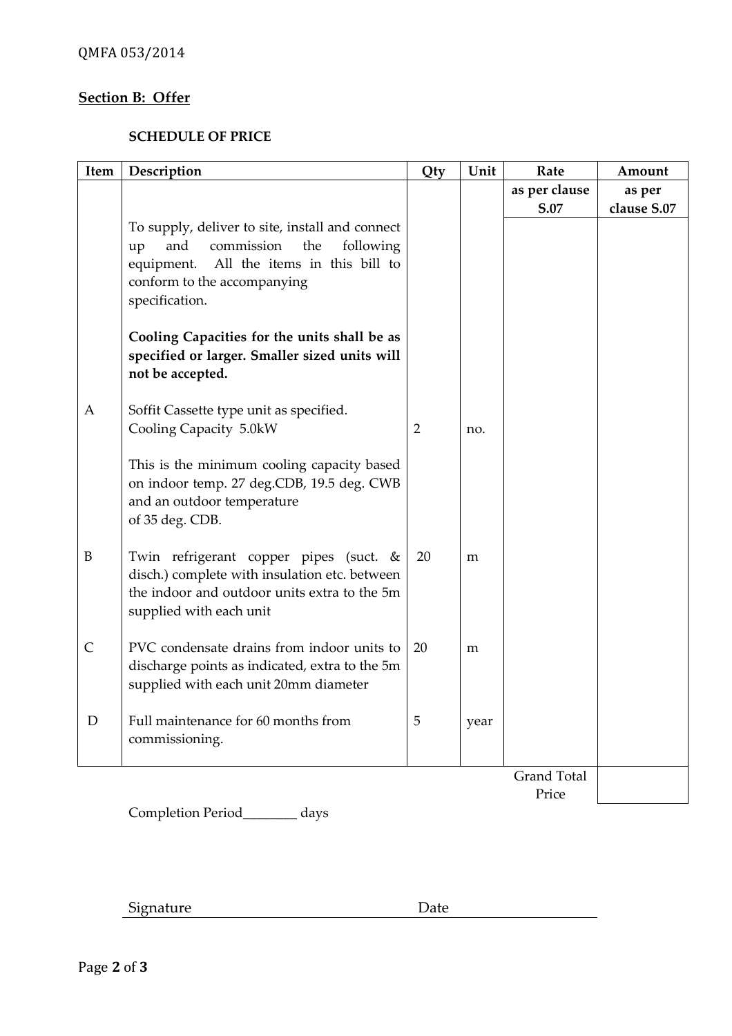## Section B: Offer

**SCHEDULE OF PRICE**

| Item | Description | Qty | Unit | Rate | Amount |
|---|---|---|---|---|---|
| | | | | **as per clause S.07** | **as per clause S.07** |
| | To supply, deliver to site, install and connect up and commission the following equipment. All the items in this bill to conform to the accompanying specification.<br><br>**Cooling Capacities for the units shall be as specified or larger. Smaller sized units will not be accepted.** | | | | |
| A | Soffit Cassette type unit as specified.<br>Cooling Capacity 5.0kW<br><br>This is the minimum cooling capacity based on indoor temp. 27 deg.CDB, 19.5 deg. CWB and an outdoor temperature of 35 deg. CDB. | 2 | no. | | |
| B | Twin refrigerant copper pipes (suct. & disch.) complete with insulation etc. between the indoor and outdoor units extra to the 5m supplied with each unit | 20 | m | | |
| C | PVC condensate drains from indoor units to discharge points as indicated, extra to the 5m supplied with each unit 20mm diameter | 20 | m | | |
| D | Full maintenance for 60 months from commissioning. | 5 | year | | |
| | | | | Grand Total Price | |

Completion Period________ days

Signature                                        Date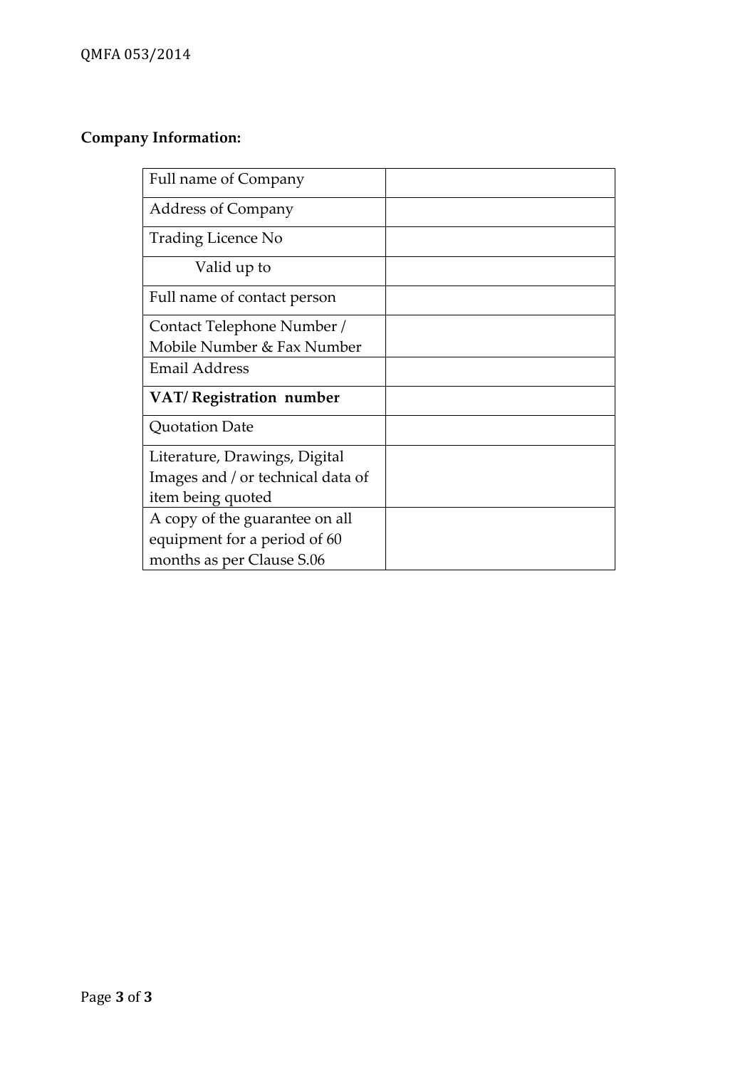**Company Information:**

| | |
|---|---|
| Full name of Company | |
| Address of Company | |
| Trading Licence No | |
| Valid up to | |
| Full name of contact person | |
| Contact Telephone Number / Mobile Number & Fax Number | |
| Email Address | |
| **VAT/ Registration number** | |
| Quotation Date | |
| Literature, Drawings, Digital Images and / or technical data of item being quoted | |
| A copy of the guarantee on all equipment for a period of 60 months as per Clause S.06 | |